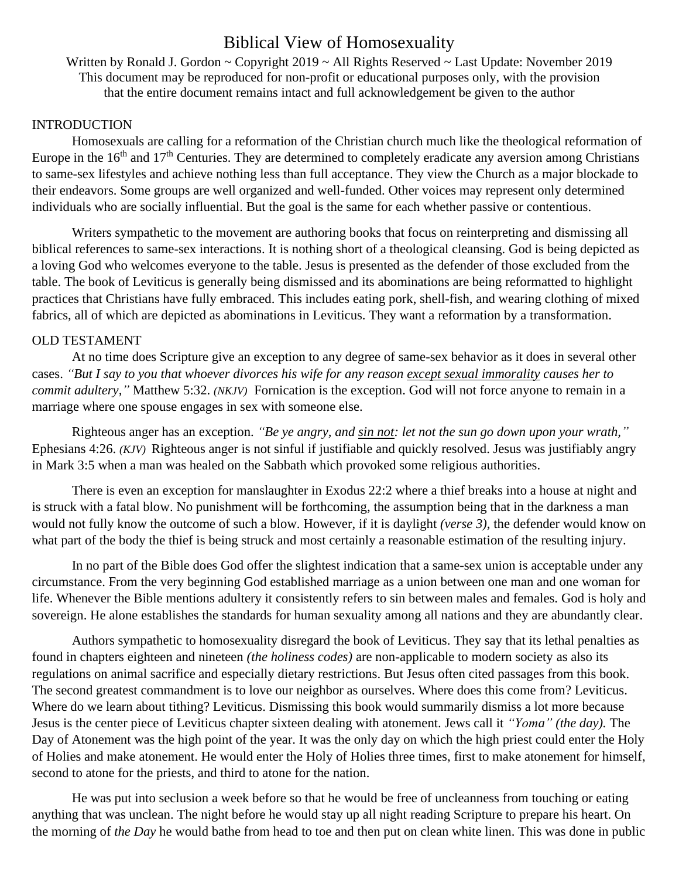# Biblical View of Homosexuality

Written by Ronald J. Gordon ~ Copyright 2019 ~ All Rights Reserved ~ Last Update: November 2019
This document may be reproduced for non-profit or educational purposes only, with the provision that the entire document remains intact and full acknowledgement be given to the author

## INTRODUCTION

Homosexuals are calling for a reformation of the Christian church much like the theological reformation of Europe in the 16th and 17th Centuries. They are determined to completely eradicate any aversion among Christians to same-sex lifestyles and achieve nothing less than full acceptance. They view the Church as a major blockade to their endeavors. Some groups are well organized and well-funded. Other voices may represent only determined individuals who are socially influential. But the goal is the same for each whether passive or contentious.

Writers sympathetic to the movement are authoring books that focus on reinterpreting and dismissing all biblical references to same-sex interactions. It is nothing short of a theological cleansing. God is being depicted as a loving God who welcomes everyone to the table. Jesus is presented as the defender of those excluded from the table. The book of Leviticus is generally being dismissed and its abominations are being reformatted to highlight practices that Christians have fully embraced. This includes eating pork, shell-fish, and wearing clothing of mixed fabrics, all of which are depicted as abominations in Leviticus. They want a reformation by a transformation.

## OLD TESTAMENT

At no time does Scripture give an exception to any degree of same-sex behavior as it does in several other cases. *"But I say to you that whoever divorces his wife for any reason <u>except sexual immorality</u> causes her to commit adultery,"* Matthew 5:32. *(NKJV)* Fornication is the exception. God will not force anyone to remain in a marriage where one spouse engages in sex with someone else.

Righteous anger has an exception. *"Be ye angry, and <u>sin not</u>: let not the sun go down upon your wrath,"* Ephesians 4:26. *(KJV)* Righteous anger is not sinful if justifiable and quickly resolved. Jesus was justifiably angry in Mark 3:5 when a man was healed on the Sabbath which provoked some religious authorities.

There is even an exception for manslaughter in Exodus 22:2 where a thief breaks into a house at night and is struck with a fatal blow. No punishment will be forthcoming, the assumption being that in the darkness a man would not fully know the outcome of such a blow. However, if it is daylight *(verse 3)*, the defender would know on what part of the body the thief is being struck and most certainly a reasonable estimation of the resulting injury.

In no part of the Bible does God offer the slightest indication that a same-sex union is acceptable under any circumstance. From the very beginning God established marriage as a union between one man and one woman for life. Whenever the Bible mentions adultery it consistently refers to sin between males and females. God is holy and sovereign. He alone establishes the standards for human sexuality among all nations and they are abundantly clear.

Authors sympathetic to homosexuality disregard the book of Leviticus. They say that its lethal penalties as found in chapters eighteen and nineteen *(the holiness codes)* are non-applicable to modern society as also its regulations on animal sacrifice and especially dietary restrictions. But Jesus often cited passages from this book. The second greatest commandment is to love our neighbor as ourselves. Where does this come from? Leviticus. Where do we learn about tithing? Leviticus. Dismissing this book would summarily dismiss a lot more because Jesus is the center piece of Leviticus chapter sixteen dealing with atonement. Jews call it *"Yoma" (the day).* The Day of Atonement was the high point of the year. It was the only day on which the high priest could enter the Holy of Holies and make atonement. He would enter the Holy of Holies three times, first to make atonement for himself, second to atone for the priests, and third to atone for the nation.

He was put into seclusion a week before so that he would be free of uncleanness from touching or eating anything that was unclean. The night before he would stay up all night reading Scripture to prepare his heart. On the morning of *the Day* he would bathe from head to toe and then put on clean white linen. This was done in public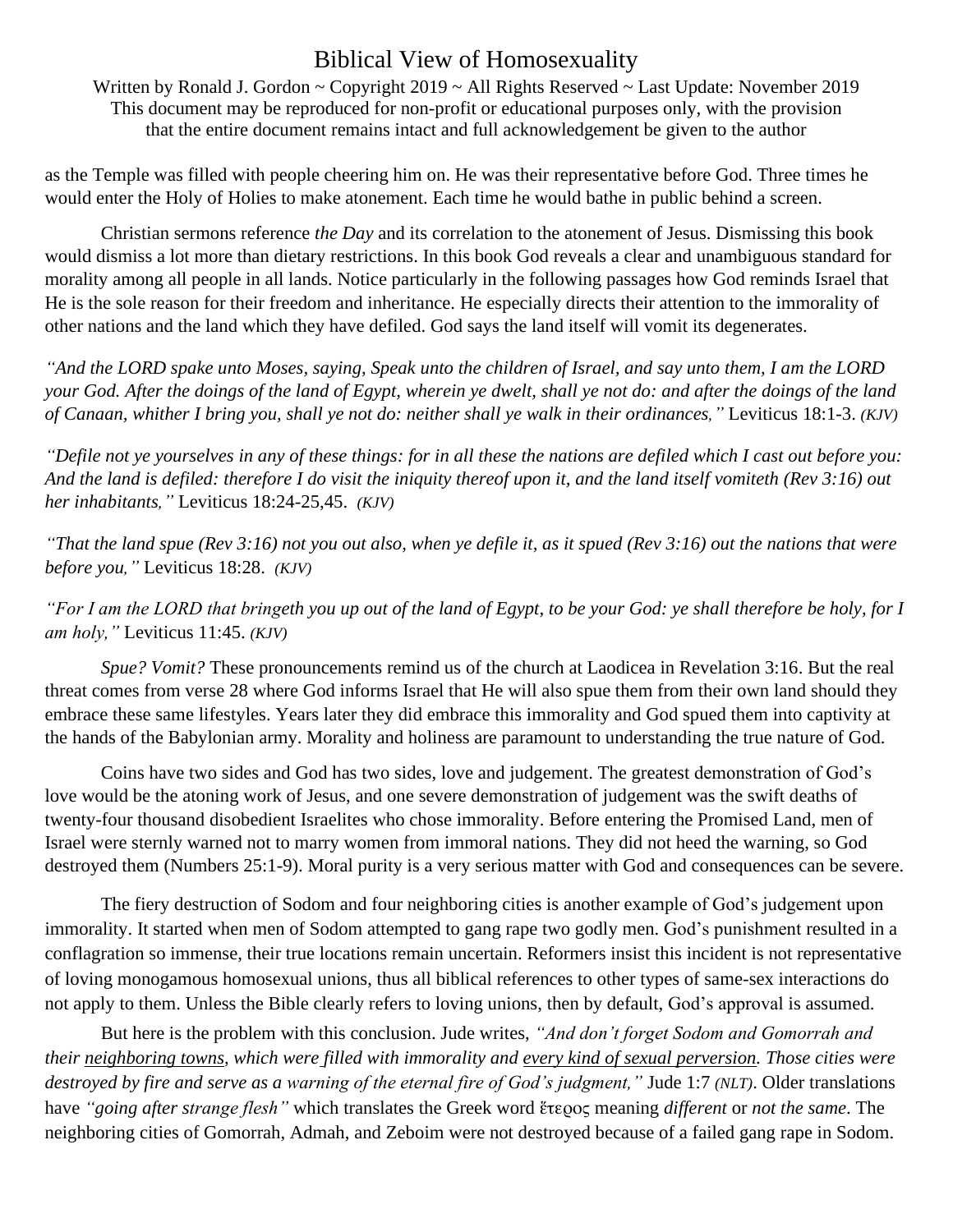as the Temple was filled with people cheering him on. He was their representative before God. Three times he would enter the Holy of Holies to make atonement. Each time he would bathe in public behind a screen.

Christian sermons reference *the Day* and its correlation to the atonement of Jesus. Dismissing this book would dismiss a lot more than dietary restrictions. In this book God reveals a clear and unambiguous standard for morality among all people in all lands. Notice particularly in the following passages how God reminds Israel that He is the sole reason for their freedom and inheritance. He especially directs their attention to the immorality of other nations and the land which they have defiled. God says the land itself will vomit its degenerates.

*"And the LORD spake unto Moses, saying, Speak unto the children of Israel, and say unto them, I am the LORD your God. After the doings of the land of Egypt, wherein ye dwelt, shall ye not do: and after the doings of the land of Canaan, whither I bring you, shall ye not do: neither shall ye walk in their ordinances,"* Leviticus 18:1-3. *(KJV)*

*"Defile not ye yourselves in any of these things: for in all these the nations are defiled which I cast out before you: And the land is defiled: therefore I do visit the iniquity thereof upon it, and the land itself vomiteth (Rev 3:16) out her inhabitants,"* Leviticus 18:24-25,45. *(KJV)*

*"That the land spue (Rev 3:16) not you out also, when ye defile it, as it spued (Rev 3:16) out the nations that were before you,"* Leviticus 18:28. *(KJV)*

*"For I am the LORD that bringeth you up out of the land of Egypt, to be your God: ye shall therefore be holy, for I am holy,"* Leviticus 11:45. *(KJV)*

*Spue? Vomit?* These pronouncements remind us of the church at Laodicea in Revelation 3:16. But the real threat comes from verse 28 where God informs Israel that He will also spue them from their own land should they embrace these same lifestyles. Years later they did embrace this immorality and God spued them into captivity at the hands of the Babylonian army. Morality and holiness are paramount to understanding the true nature of God.

Coins have two sides and God has two sides, love and judgement. The greatest demonstration of God's love would be the atoning work of Jesus, and one severe demonstration of judgement was the swift deaths of twenty-four thousand disobedient Israelites who chose immorality. Before entering the Promised Land, men of Israel were sternly warned not to marry women from immoral nations. They did not heed the warning, so God destroyed them (Numbers 25:1-9). Moral purity is a very serious matter with God and consequences can be severe.

The fiery destruction of Sodom and four neighboring cities is another example of God's judgement upon immorality. It started when men of Sodom attempted to gang rape two godly men. God's punishment resulted in a conflagration so immense, their true locations remain uncertain. Reformers insist this incident is not representative of loving monogamous homosexual unions, thus all biblical references to other types of same-sex interactions do not apply to them. Unless the Bible clearly refers to loving unions, then by default, God's approval is assumed.

But here is the problem with this conclusion. Jude writes, *"And don't forget Sodom and Gomorrah and their <u>neighboring towns</u>, which were filled with immorality and <u>every kind of sexual perversion</u>. Those cities were destroyed by fire and serve as a warning of the eternal fire of God's judgment,"* Jude 1:7 *(NLT)*. Older translations have *"going after strange flesh"* which translates the Greek word ἕτερος meaning *different* or *not the same*. The neighboring cities of Gomorrah, Admah, and Zeboim were not destroyed because of a failed gang rape in Sodom.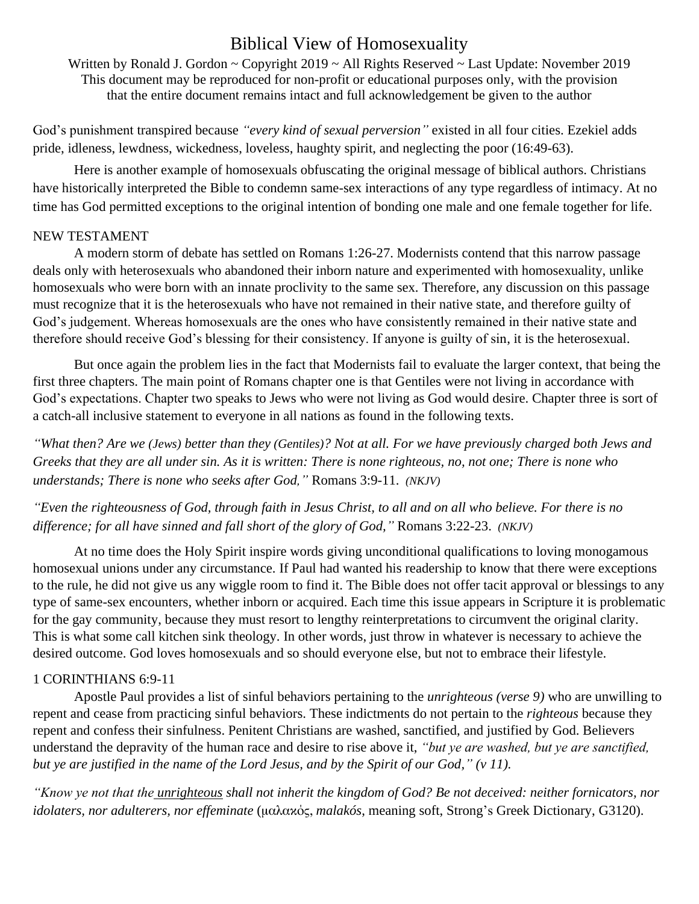# Biblical View of Homosexuality

Written by Ronald J. Gordon ~ Copyright 2019 ~ All Rights Reserved ~ Last Update: November 2019
This document may be reproduced for non-profit or educational purposes only, with the provision that the entire document remains intact and full acknowledgement be given to the author

God's punishment transpired because *"every kind of sexual perversion"* existed in all four cities. Ezekiel adds pride, idleness, lewdness, wickedness, loveless, haughty spirit, and neglecting the poor (16:49-63).

Here is another example of homosexuals obfuscating the original message of biblical authors. Christians have historically interpreted the Bible to condemn same-sex interactions of any type regardless of intimacy. At no time has God permitted exceptions to the original intention of bonding one male and one female together for life.

NEW TESTAMENT

A modern storm of debate has settled on Romans 1:26-27. Modernists contend that this narrow passage deals only with heterosexuals who abandoned their inborn nature and experimented with homosexuality, unlike homosexuals who were born with an innate proclivity to the same sex. Therefore, any discussion on this passage must recognize that it is the heterosexuals who have not remained in their native state, and therefore guilty of God's judgement. Whereas homosexuals are the ones who have consistently remained in their native state and therefore should receive God's blessing for their consistency. If anyone is guilty of sin, it is the heterosexual.

But once again the problem lies in the fact that Modernists fail to evaluate the larger context, that being the first three chapters. The main point of Romans chapter one is that Gentiles were not living in accordance with God's expectations. Chapter two speaks to Jews who were not living as God would desire. Chapter three is sort of a catch-all inclusive statement to everyone in all nations as found in the following texts.

*"What then? Are we (Jews) better than they (Gentiles)? Not at all. For we have previously charged both Jews and Greeks that they are all under sin. As it is written: There is none righteous, no, not one; There is none who understands; There is none who seeks after God,"* Romans 3:9-11. *(NKJV)*

*"Even the righteousness of God, through faith in Jesus Christ, to all and on all who believe. For there is no difference; for all have sinned and fall short of the glory of God,"* Romans 3:22-23. *(NKJV)*

At no time does the Holy Spirit inspire words giving unconditional qualifications to loving monogamous homosexual unions under any circumstance. If Paul had wanted his readership to know that there were exceptions to the rule, he did not give us any wiggle room to find it. The Bible does not offer tacit approval or blessings to any type of same-sex encounters, whether inborn or acquired. Each time this issue appears in Scripture it is problematic for the gay community, because they must resort to lengthy reinterpretations to circumvent the original clarity. This is what some call kitchen sink theology. In other words, just throw in whatever is necessary to achieve the desired outcome. God loves homosexuals and so should everyone else, but not to embrace their lifestyle.

1 CORINTHIANS 6:9-11

Apostle Paul provides a list of sinful behaviors pertaining to the *unrighteous (verse 9)* who are unwilling to repent and cease from practicing sinful behaviors. These indictments do not pertain to the *righteous* because they repent and confess their sinfulness. Penitent Christians are washed, sanctified, and justified by God. Believers understand the depravity of the human race and desire to rise above it, *"but ye are washed, but ye are sanctified, but ye are justified in the name of the Lord Jesus, and by the Spirit of our God," (v 11).*

*"Know ye not that the unrighteous shall not inherit the kingdom of God? Be not deceived: neither fornicators, nor idolaters, nor adulterers, nor effeminate* (μαλακὸς, *malakós*, meaning soft, Strong's Greek Dictionary, G3120).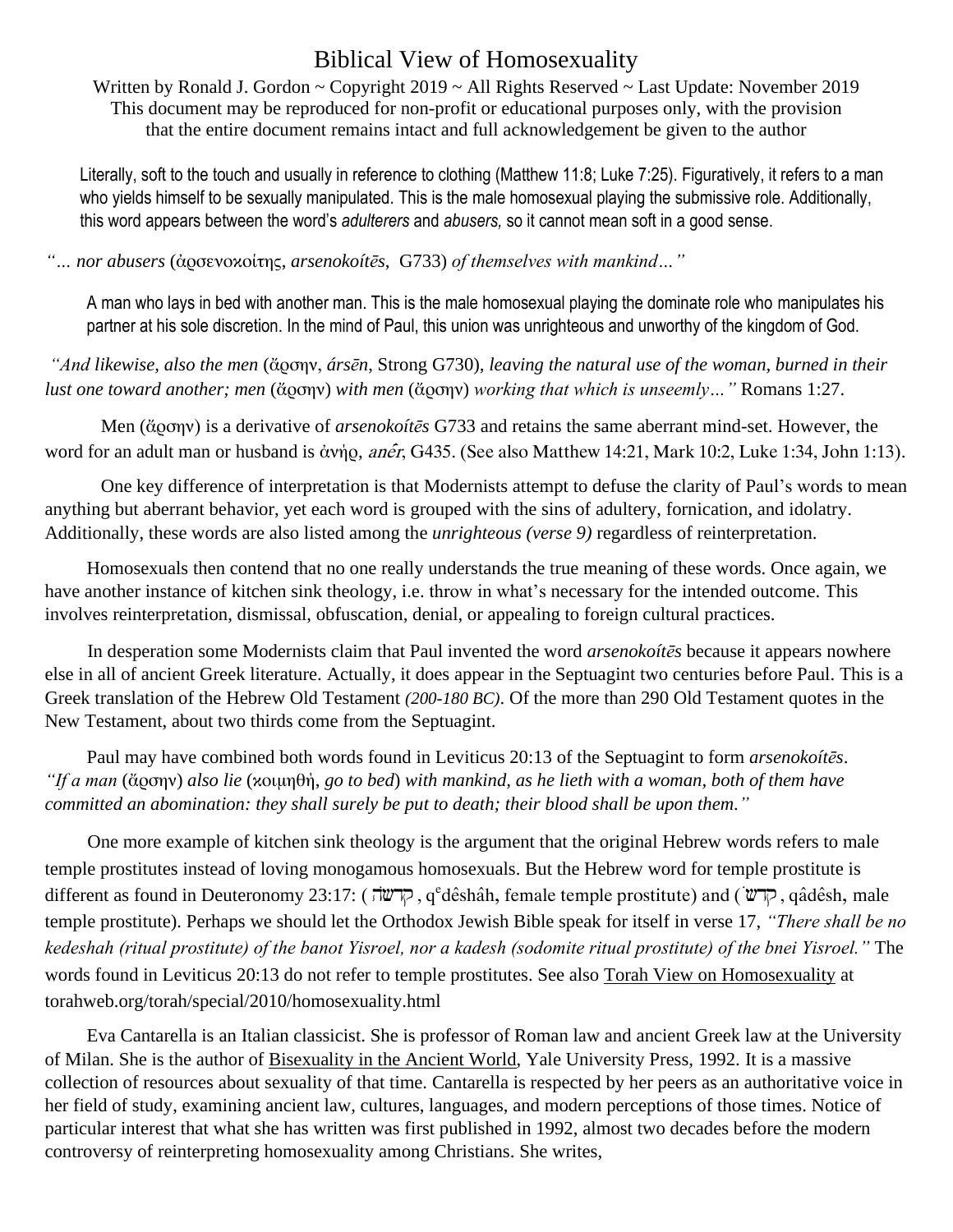# Biblical View of Homosexuality

Written by Ronald J. Gordon ~ Copyright 2019 ~ All Rights Reserved ~ Last Update: November 2019
This document may be reproduced for non-profit or educational purposes only, with the provision that the entire document remains intact and full acknowledgement be given to the author

> Literally, soft to the touch and usually in reference to clothing (Matthew 11:8; Luke 7:25). Figuratively, it refers to a man who yields himself to be sexually manipulated. This is the male homosexual playing the submissive role. Additionally, this word appears between the word's *adulterers* and *abusers,* so it cannot mean soft in a good sense.

*"… nor abusers* (ἀρσενοκοίτης, *arsenokoítēs*, G733) *of themselves with mankind…"*

> A man who lays in bed with another man. This is the male homosexual playing the dominate role who manipulates his partner at his sole discretion. In the mind of Paul, this union was unrighteous and unworthy of the kingdom of God.

*"And likewise, also the men* (ἄρσην, *ársēn*, Strong G730), *leaving the natural use of the woman, burned in their lust one toward another; men* (ἄρσην) *with men* (ἄρσην) *working that which is unseemly…"* Romans 1:27.

Men (ἄρσην) is a derivative of *arsenokoítēs* G733 and retains the same aberrant mind-set. However, the word for an adult man or husband is ἀνὴρ, *anḗr*, G435. (See also Matthew 14:21, Mark 10:2, Luke 1:34, John 1:13).

One key difference of interpretation is that Modernists attempt to defuse the clarity of Paul's words to mean anything but aberrant behavior, yet each word is grouped with the sins of adultery, fornication, and idolatry. Additionally, these words are also listed among the *unrighteous (verse 9)* regardless of reinterpretation.

Homosexuals then contend that no one really understands the true meaning of these words. Once again, we have another instance of kitchen sink theology, i.e. throw in what's necessary for the intended outcome. This involves reinterpretation, dismissal, obfuscation, denial, or appealing to foreign cultural practices.

In desperation some Modernists claim that Paul invented the word *arsenokoítēs* because it appears nowhere else in all of ancient Greek literature. Actually, it does appear in the Septuagint two centuries before Paul. This is a Greek translation of the Hebrew Old Testament *(200-180 BC)*. Of the more than 290 Old Testament quotes in the New Testament, about two thirds come from the Septuagint.

Paul may have combined both words found in Leviticus 20:13 of the Septuagint to form *arsenokoítēs*. *"If a man* (ἄρσην) *also lie* (κοιμηθῇ, *go to bed*) *with mankind, as he lieth with a woman, both of them have committed an abomination: they shall surely be put to death; their blood shall be upon them."*

One more example of kitchen sink theology is the argument that the original Hebrew words refers to male temple prostitutes instead of loving monogamous homosexuals. But the Hebrew word for temple prostitute is different as found in Deuteronomy 23:17: ( קְדֵשָׁה , qᵉdêshâh, female temple prostitute) and ( קָדֵשׁ , qâdêsh, male temple prostitute). Perhaps we should let the Orthodox Jewish Bible speak for itself in verse 17, *"There shall be no kedeshah (ritual prostitute) of the banot Yisroel, nor a kadesh (sodomite ritual prostitute) of the bnei Yisroel."* The words found in Leviticus 20:13 do not refer to temple prostitutes. See also Torah View on Homosexuality at torahweb.org/torah/special/2010/homosexuality.html

Eva Cantarella is an Italian classicist. She is professor of Roman law and ancient Greek law at the University of Milan. She is the author of Bisexuality in the Ancient World, Yale University Press, 1992. It is a massive collection of resources about sexuality of that time. Cantarella is respected by her peers as an authoritative voice in her field of study, examining ancient law, cultures, languages, and modern perceptions of those times. Notice of particular interest that what she has written was first published in 1992, almost two decades before the modern controversy of reinterpreting homosexuality among Christians. She writes,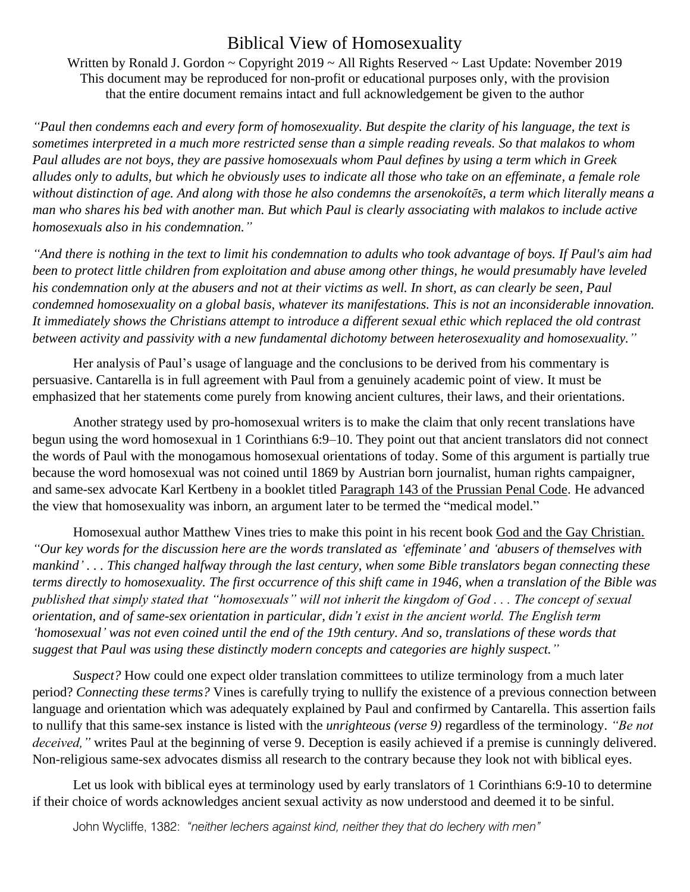# Biblical View of Homosexuality

Written by Ronald J. Gordon ~ Copyright 2019 ~ All Rights Reserved ~ Last Update: November 2019
This document may be reproduced for non-profit or educational purposes only, with the provision that the entire document remains intact and full acknowledgement be given to the author

*"Paul then condemns each and every form of homosexuality. But despite the clarity of his language, the text is sometimes interpreted in a much more restricted sense than a simple reading reveals. So that malakos to whom Paul alludes are not boys, they are passive homosexuals whom Paul defines by using a term which in Greek alludes only to adults, but which he obviously uses to indicate all those who take on an effeminate, a female role without distinction of age. And along with those he also condemns the arsenokoítēs, a term which literally means a man who shares his bed with another man. But which Paul is clearly associating with malakos to include active homosexuals also in his condemnation."*

*"And there is nothing in the text to limit his condemnation to adults who took advantage of boys. If Paul's aim had been to protect little children from exploitation and abuse among other things, he would presumably have leveled his condemnation only at the abusers and not at their victims as well. In short, as can clearly be seen, Paul condemned homosexuality on a global basis, whatever its manifestations. This is not an inconsiderable innovation. It immediately shows the Christians attempt to introduce a different sexual ethic which replaced the old contrast between activity and passivity with a new fundamental dichotomy between heterosexuality and homosexuality."*

Her analysis of Paul's usage of language and the conclusions to be derived from his commentary is persuasive. Cantarella is in full agreement with Paul from a genuinely academic point of view. It must be emphasized that her statements come purely from knowing ancient cultures, their laws, and their orientations.

Another strategy used by pro-homosexual writers is to make the claim that only recent translations have begun using the word homosexual in 1 Corinthians 6:9–10. They point out that ancient translators did not connect the words of Paul with the monogamous homosexual orientations of today. Some of this argument is partially true because the word homosexual was not coined until 1869 by Austrian born journalist, human rights campaigner, and same-sex advocate Karl Kertbeny in a booklet titled Paragraph 143 of the Prussian Penal Code. He advanced the view that homosexuality was inborn, an argument later to be termed the "medical model."

Homosexual author Matthew Vines tries to make this point in his recent book God and the Gay Christian. *"Our key words for the discussion here are the words translated as 'effeminate' and 'abusers of themselves with mankind' . . . This changed halfway through the last century, when some Bible translators began connecting these terms directly to homosexuality. The first occurrence of this shift came in 1946, when a translation of the Bible was published that simply stated that "homosexuals" will not inherit the kingdom of God . . . The concept of sexual orientation, and of same-sex orientation in particular, didn't exist in the ancient world. The English term 'homosexual' was not even coined until the end of the 19th century. And so, translations of these words that suggest that Paul was using these distinctly modern concepts and categories are highly suspect."*

*Suspect?* How could one expect older translation committees to utilize terminology from a much later period? *Connecting these terms?* Vines is carefully trying to nullify the existence of a previous connection between language and orientation which was adequately explained by Paul and confirmed by Cantarella. This assertion fails to nullify that this same-sex instance is listed with the *unrighteous (verse 9)* regardless of the terminology. *"Be not deceived,"* writes Paul at the beginning of verse 9. Deception is easily achieved if a premise is cunningly delivered. Non-religious same-sex advocates dismiss all research to the contrary because they look not with biblical eyes.

Let us look with biblical eyes at terminology used by early translators of 1 Corinthians 6:9-10 to determine if their choice of words acknowledges ancient sexual activity as now understood and deemed it to be sinful.

John Wycliffe, 1382: *"neither lechers against kind, neither they that do lechery with men"*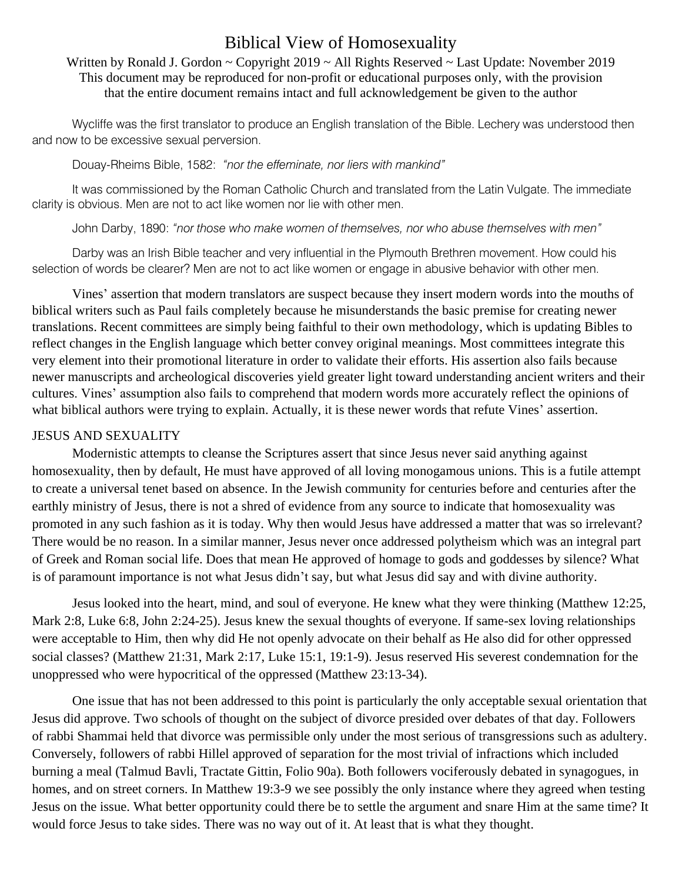# Biblical View of Homosexuality

Written by Ronald J. Gordon ~ Copyright 2019 ~ All Rights Reserved ~ Last Update: November 2019
This document may be reproduced for non-profit or educational purposes only, with the provision that the entire document remains intact and full acknowledgement be given to the author

Wycliffe was the first translator to produce an English translation of the Bible. Lechery was understood then and now to be excessive sexual perversion.

Douay-Rheims Bible, 1582: *"nor the effeminate, nor liers with mankind"*

It was commissioned by the Roman Catholic Church and translated from the Latin Vulgate. The immediate clarity is obvious. Men are not to act like women nor lie with other men.

John Darby, 1890: *"nor those who make women of themselves, nor who abuse themselves with men"*

Darby was an Irish Bible teacher and very influential in the Plymouth Brethren movement. How could his selection of words be clearer? Men are not to act like women or engage in abusive behavior with other men.

Vines' assertion that modern translators are suspect because they insert modern words into the mouths of biblical writers such as Paul fails completely because he misunderstands the basic premise for creating newer translations. Recent committees are simply being faithful to their own methodology, which is updating Bibles to reflect changes in the English language which better convey original meanings. Most committees integrate this very element into their promotional literature in order to validate their efforts. His assertion also fails because newer manuscripts and archeological discoveries yield greater light toward understanding ancient writers and their cultures. Vines' assumption also fails to comprehend that modern words more accurately reflect the opinions of what biblical authors were trying to explain. Actually, it is these newer words that refute Vines' assertion.

## JESUS AND SEXUALITY

Modernistic attempts to cleanse the Scriptures assert that since Jesus never said anything against homosexuality, then by default, He must have approved of all loving monogamous unions. This is a futile attempt to create a universal tenet based on absence. In the Jewish community for centuries before and centuries after the earthly ministry of Jesus, there is not a shred of evidence from any source to indicate that homosexuality was promoted in any such fashion as it is today. Why then would Jesus have addressed a matter that was so irrelevant? There would be no reason. In a similar manner, Jesus never once addressed polytheism which was an integral part of Greek and Roman social life. Does that mean He approved of homage to gods and goddesses by silence? What is of paramount importance is not what Jesus didn't say, but what Jesus did say and with divine authority.

Jesus looked into the heart, mind, and soul of everyone. He knew what they were thinking (Matthew 12:25, Mark 2:8, Luke 6:8, John 2:24-25). Jesus knew the sexual thoughts of everyone. If same-sex loving relationships were acceptable to Him, then why did He not openly advocate on their behalf as He also did for other oppressed social classes? (Matthew 21:31, Mark 2:17, Luke 15:1, 19:1-9). Jesus reserved His severest condemnation for the unoppressed who were hypocritical of the oppressed (Matthew 23:13-34).

One issue that has not been addressed to this point is particularly the only acceptable sexual orientation that Jesus did approve. Two schools of thought on the subject of divorce presided over debates of that day. Followers of rabbi Shammai held that divorce was permissible only under the most serious of transgressions such as adultery. Conversely, followers of rabbi Hillel approved of separation for the most trivial of infractions which included burning a meal (Talmud Bavli, Tractate Gittin, Folio 90a). Both followers vociferously debated in synagogues, in homes, and on street corners. In Matthew 19:3-9 we see possibly the only instance where they agreed when testing Jesus on the issue. What better opportunity could there be to settle the argument and snare Him at the same time? It would force Jesus to take sides. There was no way out of it. At least that is what they thought.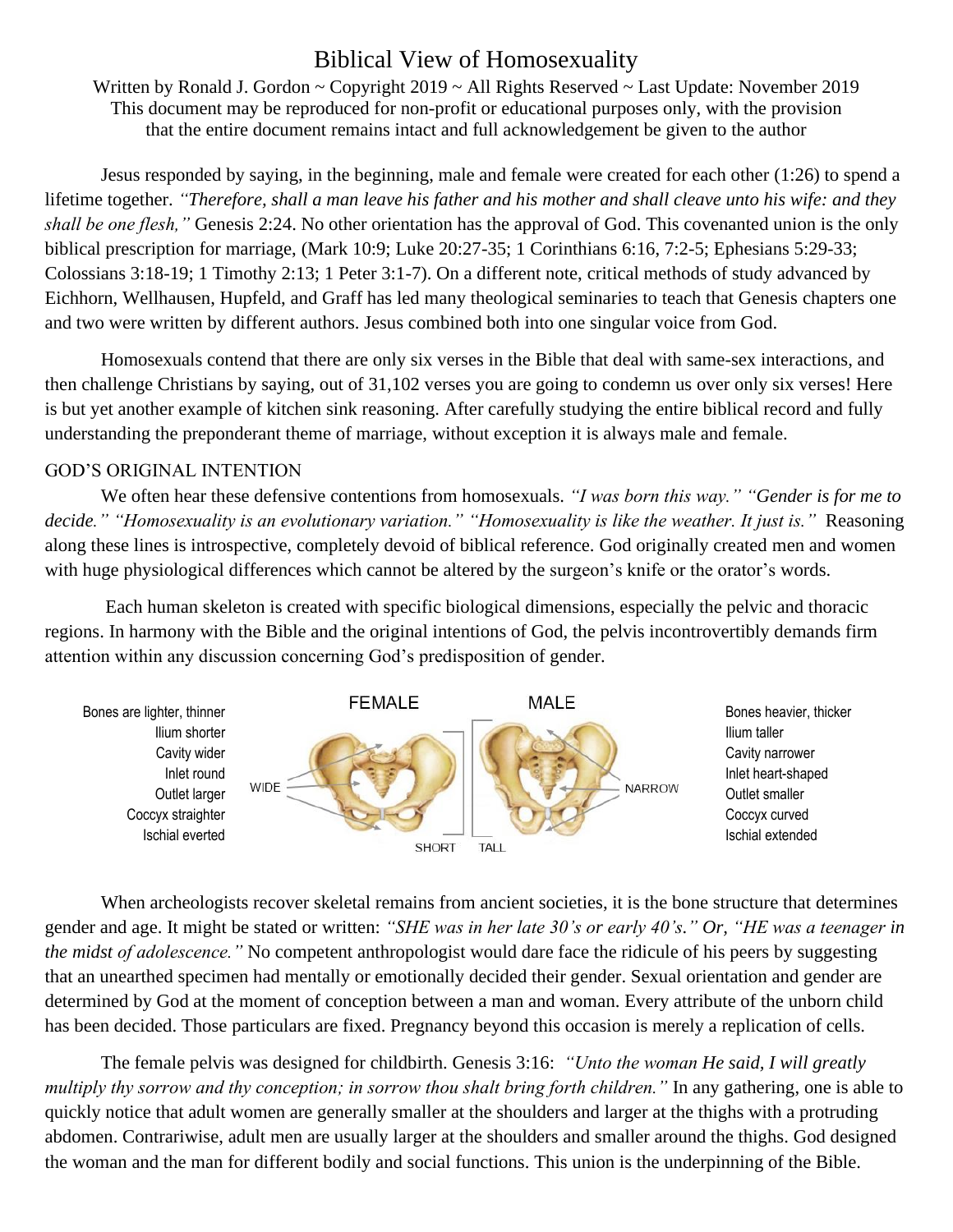# Biblical View of Homosexuality

Written by Ronald J. Gordon ~ Copyright 2019 ~ All Rights Reserved ~ Last Update: November 2019
This document may be reproduced for non-profit or educational purposes only, with the provision that the entire document remains intact and full acknowledgement be given to the author

Jesus responded by saying, in the beginning, male and female were created for each other (1:26) to spend a lifetime together. *"Therefore, shall a man leave his father and his mother and shall cleave unto his wife: and they shall be one flesh,"* Genesis 2:24. No other orientation has the approval of God. This covenanted union is the only biblical prescription for marriage, (Mark 10:9; Luke 20:27-35; 1 Corinthians 6:16, 7:2-5; Ephesians 5:29-33; Colossians 3:18-19; 1 Timothy 2:13; 1 Peter 3:1-7). On a different note, critical methods of study advanced by Eichhorn, Wellhausen, Hupfeld, and Graff has led many theological seminaries to teach that Genesis chapters one and two were written by different authors. Jesus combined both into one singular voice from God.

Homosexuals contend that there are only six verses in the Bible that deal with same-sex interactions, and then challenge Christians by saying, out of 31,102 verses you are going to condemn us over only six verses! Here is but yet another example of kitchen sink reasoning. After carefully studying the entire biblical record and fully understanding the preponderant theme of marriage, without exception it is always male and female.

## GOD'S ORIGINAL INTENTION

We often hear these defensive contentions from homosexuals. *"I was born this way." "Gender is for me to decide." "Homosexuality is an evolutionary variation." "Homosexuality is like the weather. It just is."* Reasoning along these lines is introspective, completely devoid of biblical reference. God originally created men and women with huge physiological differences which cannot be altered by the surgeon's knife or the orator's words.

Each human skeleton is created with specific biological dimensions, especially the pelvic and thoracic regions. In harmony with the Bible and the original intentions of God, the pelvis incontrovertibly demands firm attention within any discussion concerning God's predisposition of gender.

FEMALE
MALE
WIDE
NARROW
SHORT
TALL

| FEMALE | MALE |
|---|---|
| Bones are lighter, thinner | Bones heavier, thicker |
| Ilium shorter | Ilium taller |
| Cavity wider | Cavity narrower |
| Inlet round | Inlet heart-shaped |
| Outlet larger | Outlet smaller |
| Coccyx straighter | Coccyx curved |
| Ischial everted | Ischial extended |

When archeologists recover skeletal remains from ancient societies, it is the bone structure that determines gender and age. It might be stated or written: *"SHE was in her late 30's or early 40's." Or, "HE was a teenager in the midst of adolescence."* No competent anthropologist would dare face the ridicule of his peers by suggesting that an unearthed specimen had mentally or emotionally decided their gender. Sexual orientation and gender are determined by God at the moment of conception between a man and woman. Every attribute of the unborn child has been decided. Those particulars are fixed. Pregnancy beyond this occasion is merely a replication of cells.

The female pelvis was designed for childbirth. Genesis 3:16: *"Unto the woman He said, I will greatly multiply thy sorrow and thy conception; in sorrow thou shalt bring forth children."* In any gathering, one is able to quickly notice that adult women are generally smaller at the shoulders and larger at the thighs with a protruding abdomen. Contrariwise, adult men are usually larger at the shoulders and smaller around the thighs. God designed the woman and the man for different bodily and social functions. This union is the underpinning of the Bible.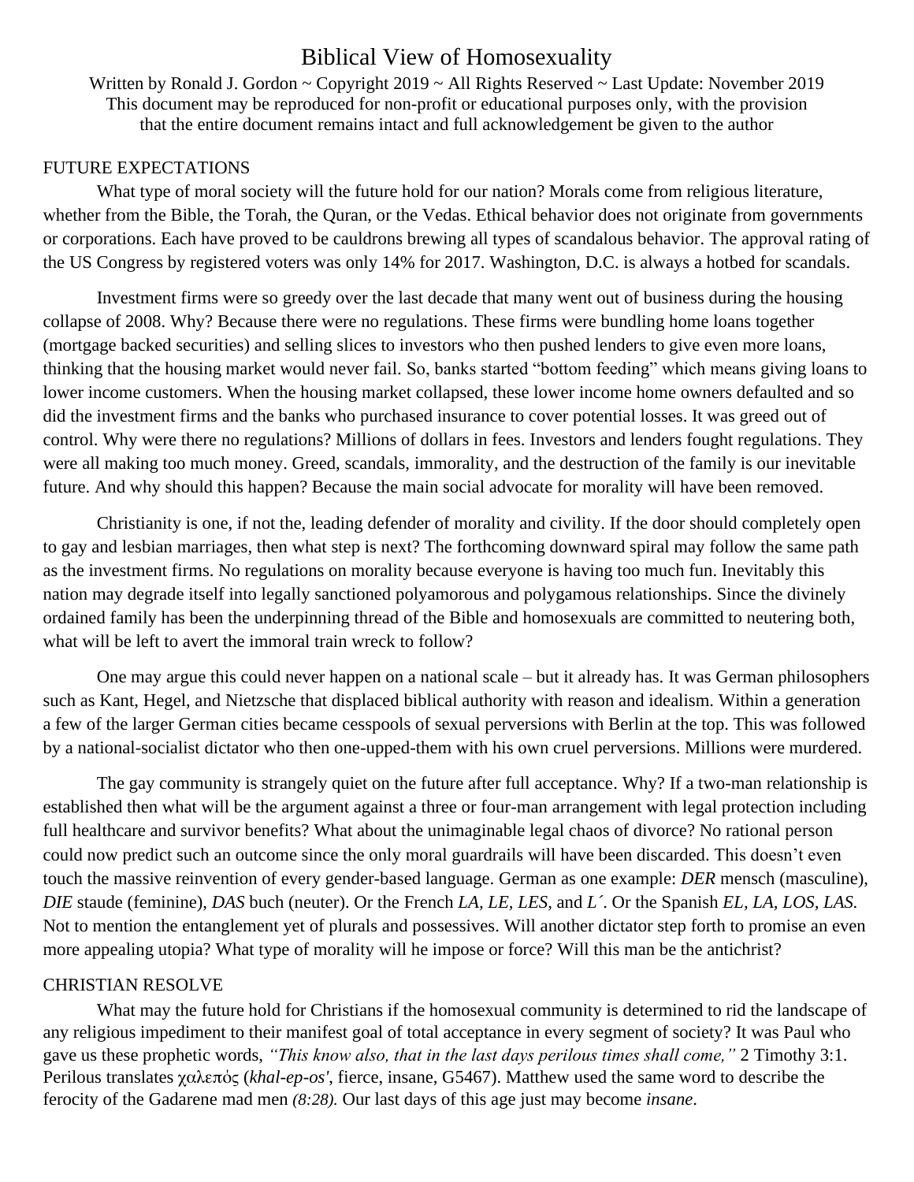# Biblical View of Homosexuality

Written by Ronald J. Gordon ~ Copyright 2019 ~ All Rights Reserved ~ Last Update: November 2019
This document may be reproduced for non-profit or educational purposes only, with the provision that the entire document remains intact and full acknowledgement be given to the author

## FUTURE EXPECTATIONS

What type of moral society will the future hold for our nation? Morals come from religious literature, whether from the Bible, the Torah, the Quran, or the Vedas. Ethical behavior does not originate from governments or corporations. Each have proved to be cauldrons brewing all types of scandalous behavior. The approval rating of the US Congress by registered voters was only 14% for 2017. Washington, D.C. is always a hotbed for scandals.

Investment firms were so greedy over the last decade that many went out of business during the housing collapse of 2008. Why? Because there were no regulations. These firms were bundling home loans together (mortgage backed securities) and selling slices to investors who then pushed lenders to give even more loans, thinking that the housing market would never fail. So, banks started "bottom feeding" which means giving loans to lower income customers. When the housing market collapsed, these lower income home owners defaulted and so did the investment firms and the banks who purchased insurance to cover potential losses. It was greed out of control. Why were there no regulations? Millions of dollars in fees. Investors and lenders fought regulations. They were all making too much money. Greed, scandals, immorality, and the destruction of the family is our inevitable future. And why should this happen? Because the main social advocate for morality will have been removed.

Christianity is one, if not the, leading defender of morality and civility. If the door should completely open to gay and lesbian marriages, then what step is next? The forthcoming downward spiral may follow the same path as the investment firms. No regulations on morality because everyone is having too much fun. Inevitably this nation may degrade itself into legally sanctioned polyamorous and polygamous relationships. Since the divinely ordained family has been the underpinning thread of the Bible and homosexuals are committed to neutering both, what will be left to avert the immoral train wreck to follow?

One may argue this could never happen on a national scale – but it already has. It was German philosophers such as Kant, Hegel, and Nietzsche that displaced biblical authority with reason and idealism. Within a generation a few of the larger German cities became cesspools of sexual perversions with Berlin at the top. This was followed by a national-socialist dictator who then one-upped-them with his own cruel perversions. Millions were murdered.

The gay community is strangely quiet on the future after full acceptance. Why? If a two-man relationship is established then what will be the argument against a three or four-man arrangement with legal protection including full healthcare and survivor benefits? What about the unimaginable legal chaos of divorce? No rational person could now predict such an outcome since the only moral guardrails will have been discarded. This doesn't even touch the massive reinvention of every gender-based language. German as one example: *DER* mensch (masculine), *DIE* staude (feminine), *DAS* buch (neuter). Or the French *LA, LE, LES*, and *L´*. Or the Spanish *EL, LA, LOS, LAS.* Not to mention the entanglement yet of plurals and possessives. Will another dictator step forth to promise an even more appealing utopia? What type of morality will he impose or force? Will this man be the antichrist?

## CHRISTIAN RESOLVE

What may the future hold for Christians if the homosexual community is determined to rid the landscape of any religious impediment to their manifest goal of total acceptance in every segment of society? It was Paul who gave us these prophetic words, *"This know also, that in the last days perilous times shall come,"* 2 Timothy 3:1. Perilous translates χαλεπός (*khal-ep-os'*, fierce, insane, G5467). Matthew used the same word to describe the ferocity of the Gadarene mad men *(8:28).* Our last days of this age just may become *insane*.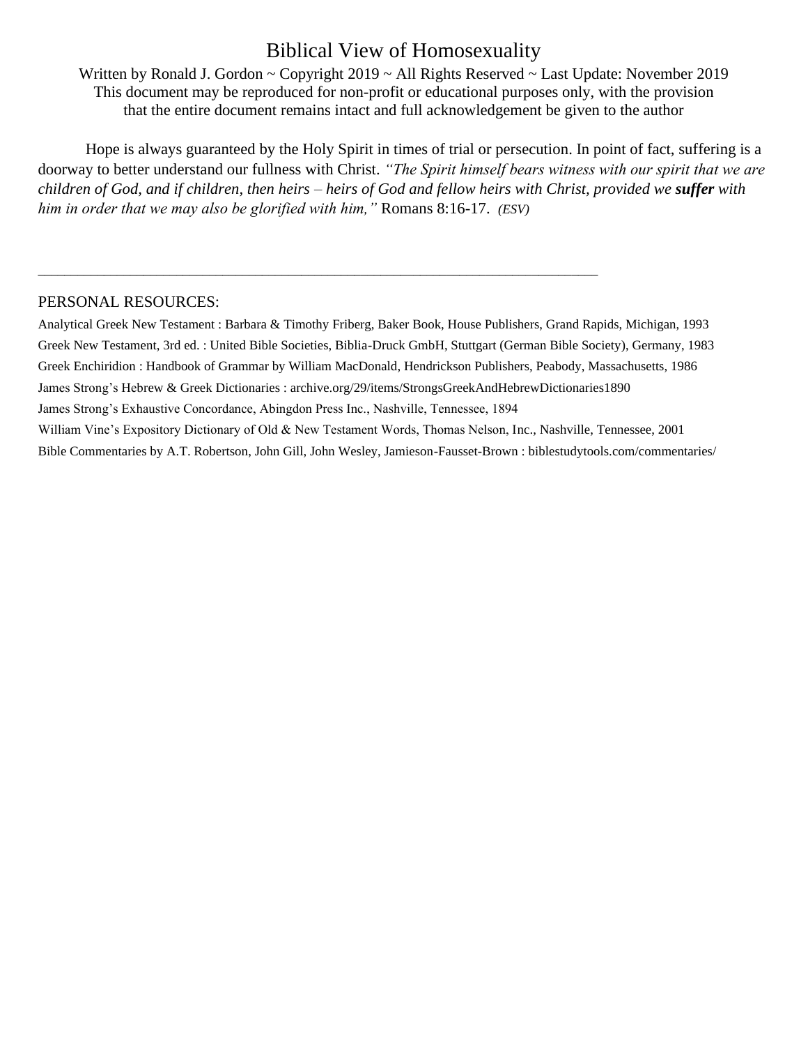# Biblical View of Homosexuality

Written by Ronald J. Gordon ~ Copyright 2019 ~ All Rights Reserved ~ Last Update: November 2019
This document may be reproduced for non-profit or educational purposes only, with the provision that the entire document remains intact and full acknowledgement be given to the author

Hope is always guaranteed by the Holy Spirit in times of trial or persecution. In point of fact, suffering is a doorway to better understand our fullness with Christ. *"The Spirit himself bears witness with our spirit that we are children of God, and if children, then heirs – heirs of God and fellow heirs with Christ, provided we* ***suffer*** *with him in order that we may also be glorified with him,"* Romans 8:16-17. *(ESV)*

---

PERSONAL RESOURCES:

Analytical Greek New Testament : Barbara & Timothy Friberg, Baker Book, House Publishers, Grand Rapids, Michigan, 1993

Greek New Testament, 3rd ed. : United Bible Societies, Biblia-Druck GmbH, Stuttgart (German Bible Society), Germany, 1983

Greek Enchiridion : Handbook of Grammar by William MacDonald, Hendrickson Publishers, Peabody, Massachusetts, 1986

James Strong's Hebrew & Greek Dictionaries : archive.org/29/items/StrongsGreekAndHebrewDictionaries1890

James Strong's Exhaustive Concordance, Abingdon Press Inc., Nashville, Tennessee, 1894

William Vine's Expository Dictionary of Old & New Testament Words, Thomas Nelson, Inc., Nashville, Tennessee, 2001

Bible Commentaries by A.T. Robertson, John Gill, John Wesley, Jamieson-Fausset-Brown : biblestudytools.com/commentaries/